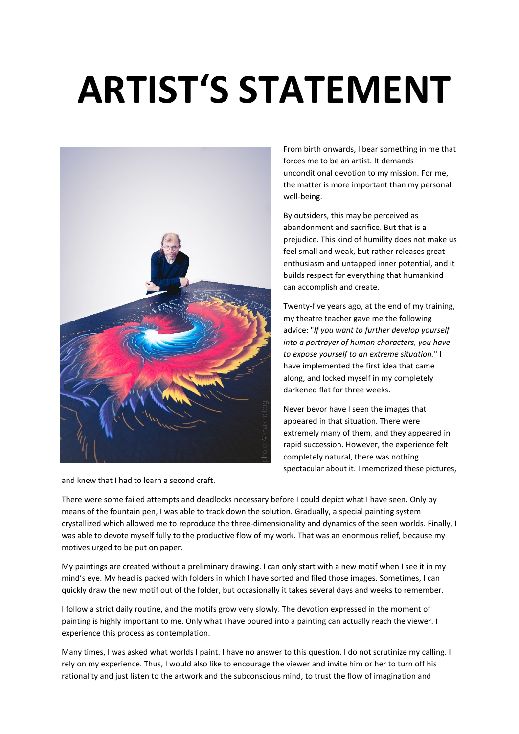# ARTIST'S STATEMENT

From birth onwards, I bear something in me that forces me to be an artist. It demands unconditional devotion to my mission. For me, the matter is more important than my personal well-being.

By outsiders, this may be perceived as abandonment and sacrifice. But that is a prejudice. This kind of humility does not make us feel small and weak, but rather releases great enthusiasm and untapped inner potential, and it builds respect for everything that humankind can accomplish and create.

Twenty-five years ago, at the end of my training, my theatre teacher gave me the following advice: "*If you want to further develop yourself into a portrayer of human characters, you have to expose yourself to an extreme situation.*" I have implemented the first idea that came along, and locked myself in my completely darkened flat for three weeks.

Never bevor have I seen the images that appeared in that situation. There were extremely many of them, and they appeared in rapid succession. However, the experience felt completely natural, there was nothing spectacular about it. I memorized these pictures, and knew that I had to learn a second craft.

There were some failed attempts and deadlocks necessary before I could depict what I have seen. Only by means of the fountain pen, I was able to track down the solution. Gradually, a special painting system crystallized which allowed me to reproduce the three-dimensionality and dynamics of the seen worlds. Finally, I was able to devote myself fully to the productive flow of my work. That was an enormous relief, because my motives urged to be put on paper.

My paintings are created without a preliminary drawing. I can only start with a new motif when I see it in my mind's eye. My head is packed with folders in which I have sorted and filed those images. Sometimes, I can quickly draw the new motif out of the folder, but occasionally it takes several days and weeks to remember.

I follow a strict daily routine, and the motifs grow very slowly. The devotion expressed in the moment of painting is highly important to me. Only what I have poured into a painting can actually reach the viewer. I experience this process as contemplation.

Many times, I was asked what worlds I paint. I have no answer to this question. I do not scrutinize my calling. I rely on my experience. Thus, I would also like to encourage the viewer and invite him or her to turn off his rationality and just listen to the artwork and the subconscious mind, to trust the flow of imagination and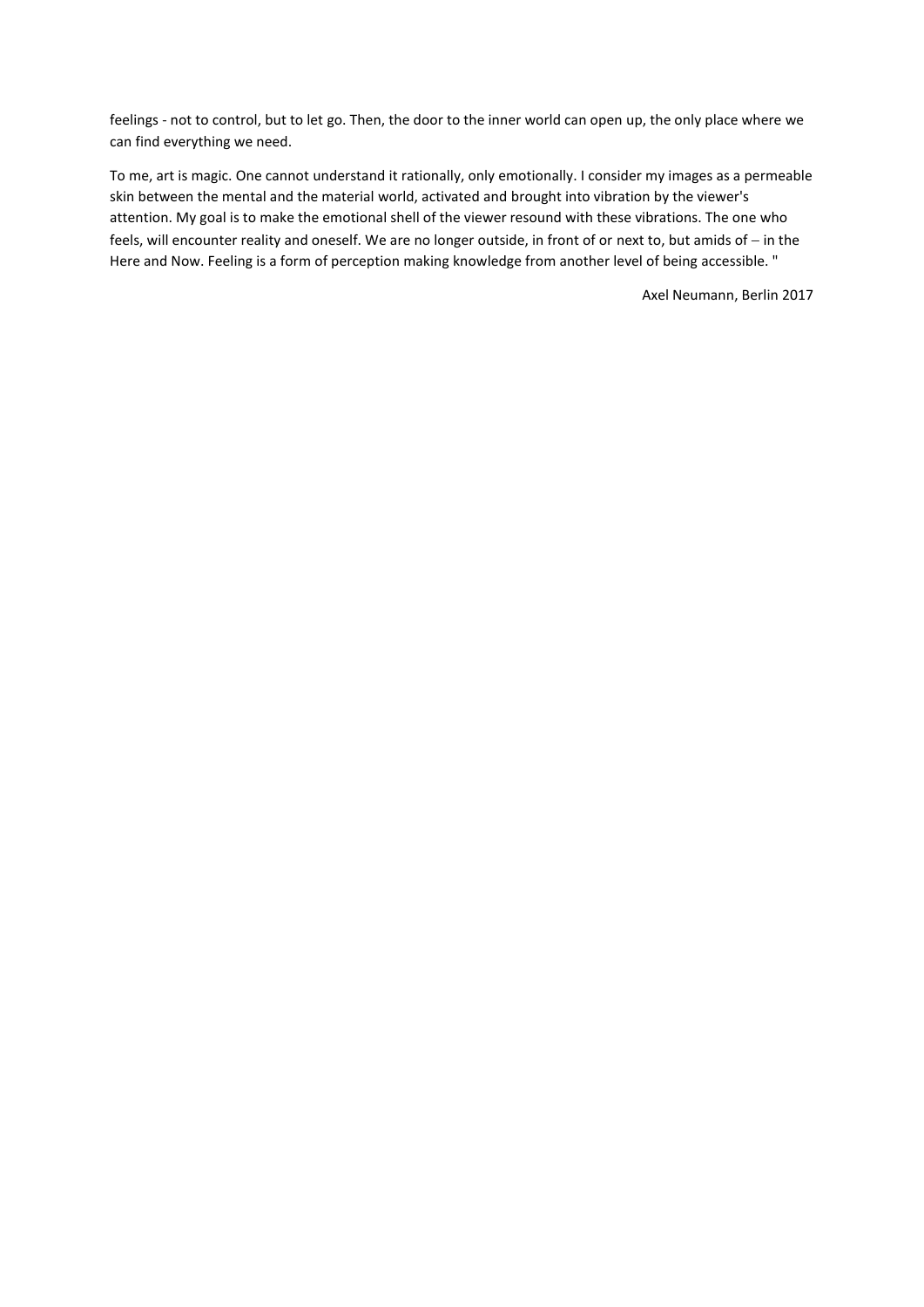feelings - not to control, but to let go. Then, the door to the inner world can open up, the only place where we can find everything we need.

To me, art is magic. One cannot understand it rationally, only emotionally. I consider my images as a permeable skin between the mental and the material world, activated and brought into vibration by the viewer's attention. My goal is to make the emotional shell of the viewer resound with these vibrations. The one who feels, will encounter reality and oneself. We are no longer outside, in front of or next to, but amids of – in the Here and Now. Feeling is a form of perception making knowledge from another level of being accessible. "

Axel Neumann, Berlin 2017